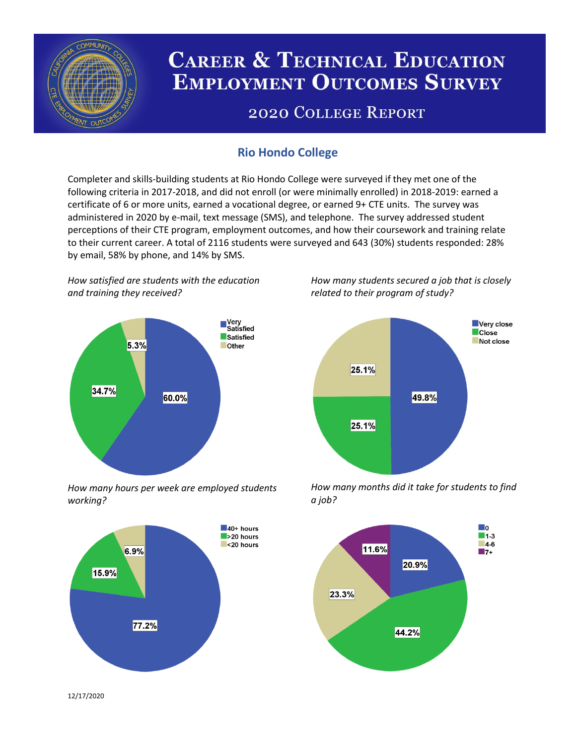# Career & Technical Education Employment Outcomes Survey

## 2020 College Report

### Rio Hondo College

Completer and skills-building students at Rio Hondo College were surveyed if they met one of the following criteria in 2017-2018, and did not enroll (or were minimally enrolled) in 2018-2019: earned a certificate of 6 or more units, earned a vocational degree, or earned 9+ CTE units. The survey was administered in 2020 by e-mail, text message (SMS), and telephone. The survey addressed student perceptions of their CTE program, employment outcomes, and how their coursework and training relate to their current career. A total of 2116 students were surveyed and 643 (30%) students responded: 28% by email, 58% by phone, and 14% by SMS.

*How satisfied are students with the education and training they received?*

| Response | Percent |
| --- | --- |
| Very Satisfied | 60.0% |
| Satisfied | 34.7% |
| Other | 5.3% |

*How many students secured a job that is closely related to their program of study?*

| Response | Percent |
| --- | --- |
| Very close | 49.8% |
| Close | 25.1% |
| Not close | 25.1% |

*How many hours per week are employed students working?*

| Response | Percent |
| --- | --- |
| 40+ hours | 77.2% |
| >20 hours | 15.9% |
| <20 hours | 6.9% |

*How many months did it take for students to find a job?*

| Months | Percent |
| --- | --- |
| 0 | 20.9% |
| 1-3 | 44.2% |
| 4-6 | 23.3% |
| 7+ | 11.6% |

12/17/2020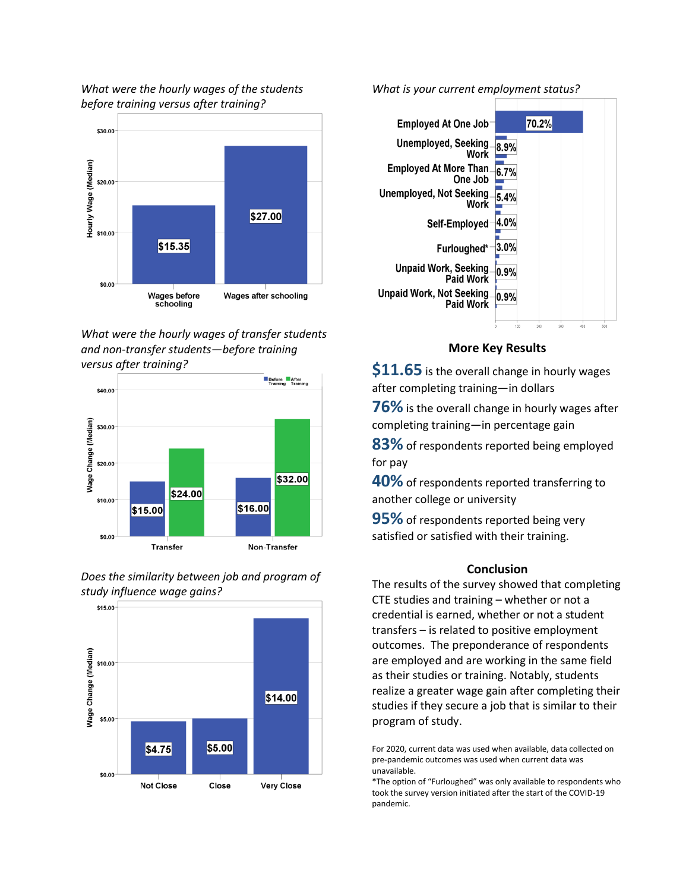*What were the hourly wages of the students before training versus after training?*

$30.00
$20.00
$10.00
$0.00
Hourly Wage (Median)
$15.35
$27.00
Wages before schooling
Wages after schooling

*What were the hourly wages of transfer students and non-transfer students—before training versus after training?*

Before Training
After Training
$40.00
$30.00
$20.00
$10.00
$0.00
Wage Change (Median)
$15.00
$24.00
$16.00
$32.00
Transfer
Non-Transfer

*Does the similarity between job and program of study influence wage gains?*

$15.00
$10.00
$5.00
$0.00
Wage Change (Median)
$4.75
$5.00
$14.00
Not Close
Close
Very Close

*What is your current employment status?*

Employed At One Job 70.2%
Unemployed, Seeking Work 8.9%
Employed At More Than One Job 6.7%
Unemployed, Not Seeking Work 5.4%
Self-Employed 4.0%
Furloughed* 3.0%
Unpaid Work, Seeking Paid Work 0.9%
Unpaid Work, Not Seeking Paid Work 0.9%
0 100 200 300 400 500

## More Key Results

**$11.65** is the overall change in hourly wages after completing training—in dollars

**76%** is the overall change in hourly wages after completing training—in percentage gain

**83%** of respondents reported being employed for pay

**40%** of respondents reported transferring to another college or university

**95%** of respondents reported being very satisfied or satisfied with their training.

## Conclusion

The results of the survey showed that completing CTE studies and training – whether or not a credential is earned, whether or not a student transfers – is related to positive employment outcomes. The preponderance of respondents are employed and are working in the same field as their studies or training. Notably, students realize a greater wage gain after completing their studies if they secure a job that is similar to their program of study.

For 2020, current data was used when available, data collected on pre-pandemic outcomes was used when current data was unavailable.
*The option of "Furloughed" was only available to respondents who took the survey version initiated after the start of the COVID-19 pandemic.